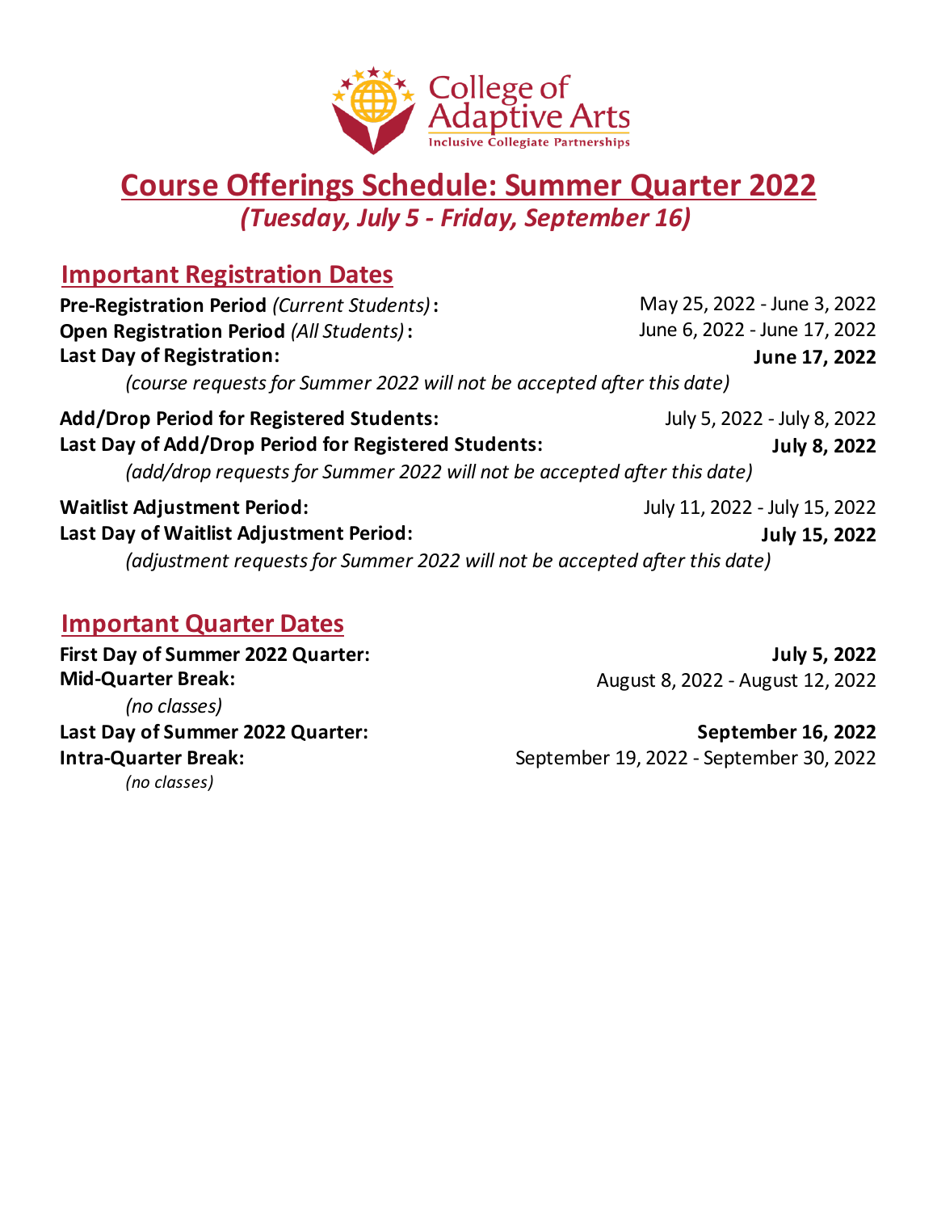College of Adaptive Arts
Inclusive Collegiate Partnerships

# Course Offerings Schedule: Summer Quarter 2022

*(Tuesday, July 5 - Friday, September 16)*

## Important Registration Dates

**Pre-Registration Period** *(Current Students)***:** May 25, 2022 - June 3, 2022

**Open Registration Period** *(All Students)***:** June 6, 2022 - June 17, 2022

**Last Day of Registration:** **June 17, 2022**

*(course requests for Summer 2022 will not be accepted after this date)*

**Add/Drop Period for Registered Students:** July 5, 2022 - July 8, 2022

**Last Day of Add/Drop Period for Registered Students:** **July 8, 2022**

*(add/drop requests for Summer 2022 will not be accepted after this date)*

**Waitlist Adjustment Period:** July 11, 2022 - July 15, 2022

**Last Day of Waitlist Adjustment Period:** **July 15, 2022**

*(adjustment requests for Summer 2022 will not be accepted after this date)*

## Important Quarter Dates

**First Day of Summer 2022 Quarter:** **July 5, 2022**

**Mid-Quarter Break:** August 8, 2022 - August 12, 2022

*(no classes)*

**Last Day of Summer 2022 Quarter:** **September 16, 2022**

**Intra-Quarter Break:** September 19, 2022 - September 30, 2022

*(no classes)*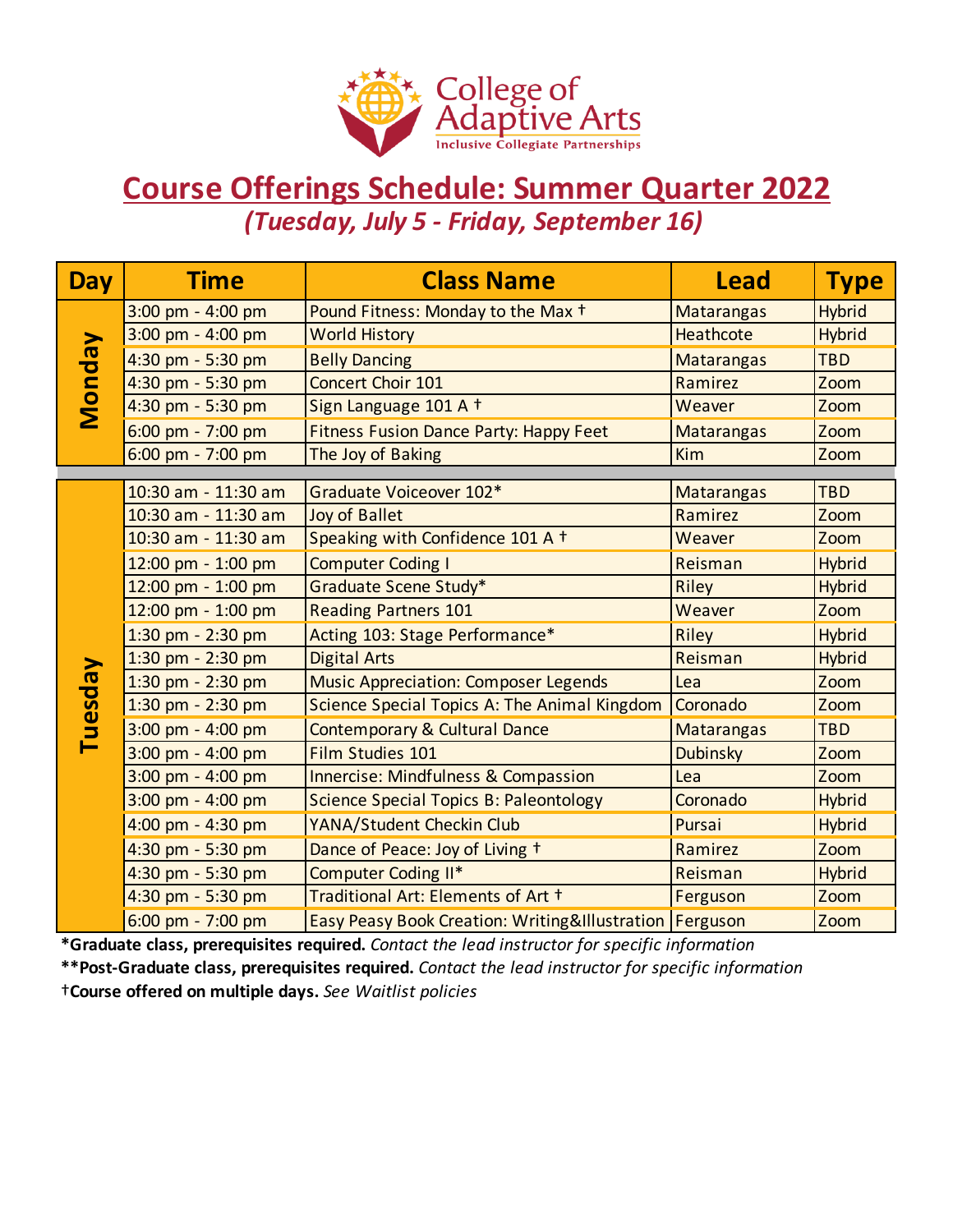College of Adaptive Arts
Inclusive Collegiate Partnerships

# Course Offerings Schedule: Summer Quarter 2022

***(Tuesday, July 5 - Friday, September 16)***

| Day | Time | Class Name | Lead | Type |
|---|---|---|---|---|
| Monday | 3:00 pm - 4:00 pm | Pound Fitness: Monday to the Max † | Matarangas | Hybrid |
| | 3:00 pm - 4:00 pm | World History | Heathcote | Hybrid |
| | 4:30 pm - 5:30 pm | Belly Dancing | Matarangas | TBD |
| | 4:30 pm - 5:30 pm | Concert Choir 101 | Ramirez | Zoom |
| | 4:30 pm - 5:30 pm | Sign Language 101 A † | Weaver | Zoom |
| | 6:00 pm - 7:00 pm | Fitness Fusion Dance Party: Happy Feet | Matarangas | Zoom |
| | 6:00 pm - 7:00 pm | The Joy of Baking | Kim | Zoom |
| Tuesday | 10:30 am - 11:30 am | Graduate Voiceover 102* | Matarangas | TBD |
| | 10:30 am - 11:30 am | Joy of Ballet | Ramirez | Zoom |
| | 10:30 am - 11:30 am | Speaking with Confidence 101 A † | Weaver | Zoom |
| | 12:00 pm - 1:00 pm | Computer Coding I | Reisman | Hybrid |
| | 12:00 pm - 1:00 pm | Graduate Scene Study* | Riley | Hybrid |
| | 12:00 pm - 1:00 pm | Reading Partners 101 | Weaver | Zoom |
| | 1:30 pm - 2:30 pm | Acting 103: Stage Performance* | Riley | Hybrid |
| | 1:30 pm - 2:30 pm | Digital Arts | Reisman | Hybrid |
| | 1:30 pm - 2:30 pm | Music Appreciation: Composer Legends | Lea | Zoom |
| | 1:30 pm - 2:30 pm | Science Special Topics A: The Animal Kingdom | Coronado | Zoom |
| | 3:00 pm - 4:00 pm | Contemporary & Cultural Dance | Matarangas | TBD |
| | 3:00 pm - 4:00 pm | Film Studies 101 | Dubinsky | Zoom |
| | 3:00 pm - 4:00 pm | Innercise: Mindfulness & Compassion | Lea | Zoom |
| | 3:00 pm - 4:00 pm | Science Special Topics B: Paleontology | Coronado | Hybrid |
| | 4:00 pm - 4:30 pm | YANA/Student Checkin Club | Pursai | Hybrid |
| | 4:30 pm - 5:30 pm | Dance of Peace: Joy of Living † | Ramirez | Zoom |
| | 4:30 pm - 5:30 pm | Computer Coding II* | Reisman | Hybrid |
| | 4:30 pm - 5:30 pm | Traditional Art: Elements of Art † | Ferguson | Zoom |
| | 6:00 pm - 7:00 pm | Easy Peasy Book Creation: Writing&Illustration | Ferguson | Zoom |

***Graduate class, prerequisites required.** *Contact the lead instructor for specific information*

****Post-Graduate class, prerequisites required.** *Contact the lead instructor for specific information*

†**Course offered on multiple days.** *See Waitlist policies*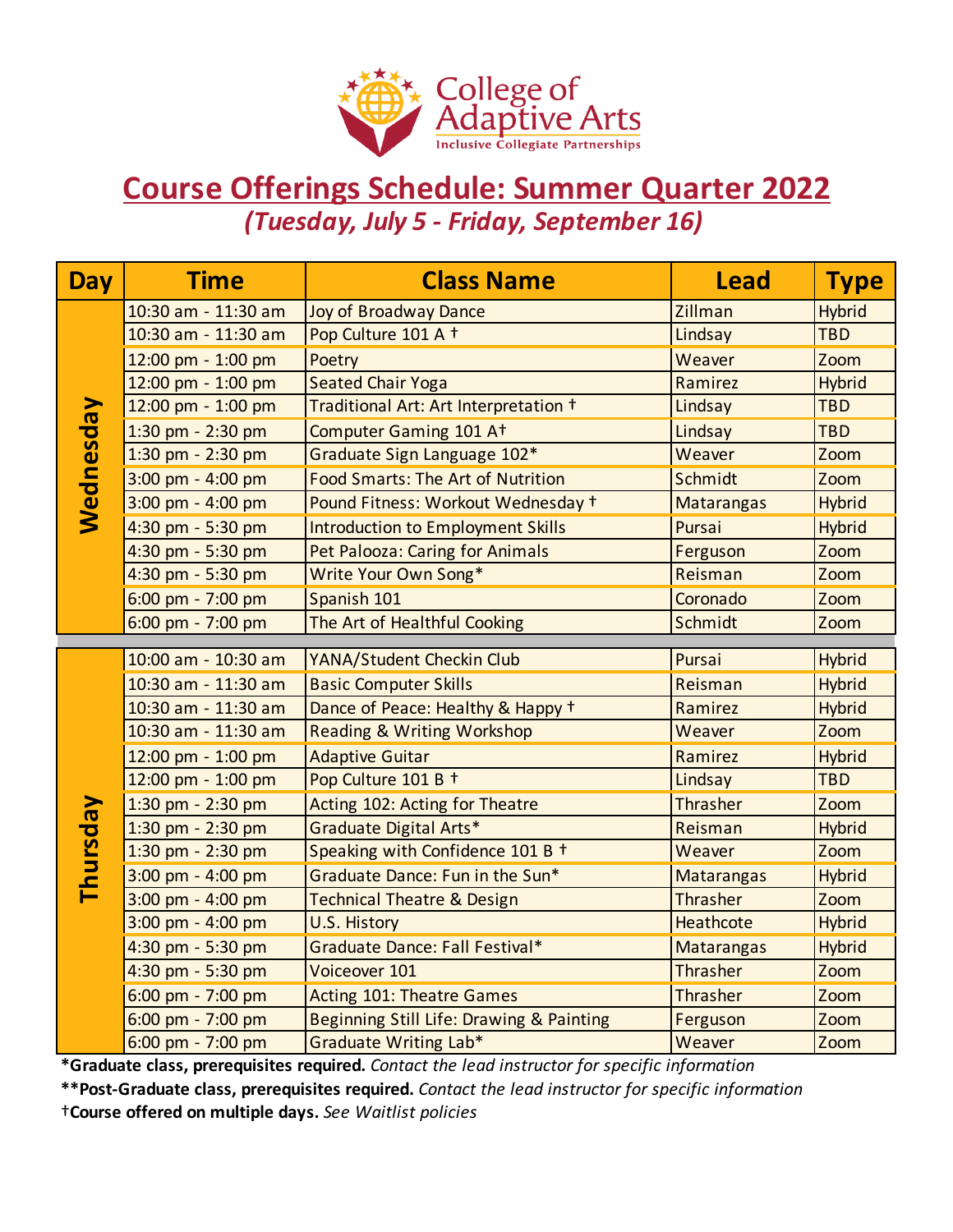College of Adaptive Arts

Inclusive Collegiate Partnerships

# Course Offerings Schedule: Summer Quarter 2022

*(Tuesday, July 5 - Friday, September 16)*

| Day | Time | Class Name | Lead | Type |
|---|---|---|---|---|
| Wednesday | 10:30 am - 11:30 am | Joy of Broadway Dance | Zillman | Hybrid |
| | 10:30 am - 11:30 am | Pop Culture 101 A † | Lindsay | TBD |
| | 12:00 pm - 1:00 pm | Poetry | Weaver | Zoom |
| | 12:00 pm - 1:00 pm | Seated Chair Yoga | Ramirez | Hybrid |
| | 12:00 pm - 1:00 pm | Traditional Art: Art Interpretation † | Lindsay | TBD |
| | 1:30 pm - 2:30 pm | Computer Gaming 101 A† | Lindsay | TBD |
| | 1:30 pm - 2:30 pm | Graduate Sign Language 102* | Weaver | Zoom |
| | 3:00 pm - 4:00 pm | Food Smarts: The Art of Nutrition | Schmidt | Zoom |
| | 3:00 pm - 4:00 pm | Pound Fitness: Workout Wednesday † | Matarangas | Hybrid |
| | 4:30 pm - 5:30 pm | Introduction to Employment Skills | Pursai | Hybrid |
| | 4:30 pm - 5:30 pm | Pet Palooza: Caring for Animals | Ferguson | Zoom |
| | 4:30 pm - 5:30 pm | Write Your Own Song* | Reisman | Zoom |
| | 6:00 pm - 7:00 pm | Spanish 101 | Coronado | Zoom |
| | 6:00 pm - 7:00 pm | The Art of Healthful Cooking | Schmidt | Zoom |
| Thursday | 10:00 am - 10:30 am | YANA/Student Checkin Club | Pursai | Hybrid |
| | 10:30 am - 11:30 am | Basic Computer Skills | Reisman | Hybrid |
| | 10:30 am - 11:30 am | Dance of Peace: Healthy & Happy † | Ramirez | Hybrid |
| | 10:30 am - 11:30 am | Reading & Writing Workshop | Weaver | Zoom |
| | 12:00 pm - 1:00 pm | Adaptive Guitar | Ramirez | Hybrid |
| | 12:00 pm - 1:00 pm | Pop Culture 101 B † | Lindsay | TBD |
| | 1:30 pm - 2:30 pm | Acting 102: Acting for Theatre | Thrasher | Zoom |
| | 1:30 pm - 2:30 pm | Graduate Digital Arts* | Reisman | Hybrid |
| | 1:30 pm - 2:30 pm | Speaking with Confidence 101 B † | Weaver | Zoom |
| | 3:00 pm - 4:00 pm | Graduate Dance: Fun in the Sun* | Matarangas | Hybrid |
| | 3:00 pm - 4:00 pm | Technical Theatre & Design | Thrasher | Zoom |
| | 3:00 pm - 4:00 pm | U.S. History | Heathcote | Hybrid |
| | 4:30 pm - 5:30 pm | Graduate Dance: Fall Festival* | Matarangas | Hybrid |
| | 4:30 pm - 5:30 pm | Voiceover 101 | Thrasher | Zoom |
| | 6:00 pm - 7:00 pm | Acting 101: Theatre Games | Thrasher | Zoom |
| | 6:00 pm - 7:00 pm | Beginning Still Life: Drawing & Painting | Ferguson | Zoom |
| | 6:00 pm - 7:00 pm | Graduate Writing Lab* | Weaver | Zoom |

***Graduate class, prerequisites required.** *Contact the lead instructor for specific information*

****Post-Graduate class, prerequisites required.** *Contact the lead instructor for specific information*

†**Course offered on multiple days.** *See Waitlist policies*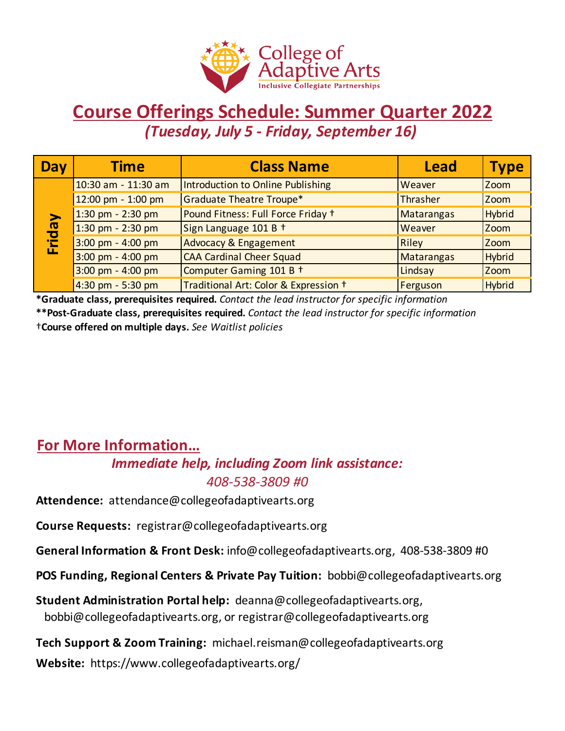College of Adaptive Arts
Inclusive Collegiate Partnerships

# Course Offerings Schedule: Summer Quarter 2022

*(Tuesday, July 5 - Friday, September 16)*

| Day | Time | Class Name | Lead | Type |
|---|---|---|---|---|
| Friday | 10:30 am - 11:30 am | Introduction to Online Publishing | Weaver | Zoom |
| | 12:00 pm - 1:00 pm | Graduate Theatre Troupe* | Thrasher | Zoom |
| | 1:30 pm - 2:30 pm | Pound Fitness: Full Force Friday † | Matarangas | Hybrid |
| | 1:30 pm - 2:30 pm | Sign Language 101 B † | Weaver | Zoom |
| | 3:00 pm - 4:00 pm | Advocacy & Engagement | Riley | Zoom |
| | 3:00 pm - 4:00 pm | CAA Cardinal Cheer Squad | Matarangas | Hybrid |
| | 3:00 pm - 4:00 pm | Computer Gaming 101 B † | Lindsay | Zoom |
| | 4:30 pm - 5:30 pm | Traditional Art: Color & Expression † | Ferguson | Hybrid |

***Graduate class, prerequisites required.** *Contact the lead instructor for specific information*

****Post-Graduate class, prerequisites required.** *Contact the lead instructor for specific information*

†**Course offered on multiple days.** *See Waitlist policies*

## For More Information...

*Immediate help, including Zoom link assistance:*

*408-538-3809 #0*

**Attendence:** attendance@collegeofadaptivearts.org

**Course Requests:** registrar@collegeofadaptivearts.org

**General Information & Front Desk:** info@collegeofadaptivearts.org, 408-538-3809 #0

**POS Funding, Regional Centers & Private Pay Tuition:** bobbi@collegeofadaptivearts.org

**Student Administration Portal help:** deanna@collegeofadaptivearts.org, bobbi@collegeofadaptivearts.org, or registrar@collegeofadaptivearts.org

**Tech Support & Zoom Training:** michael.reisman@collegeofadaptivearts.org

**Website:** https://www.collegeofadaptivearts.org/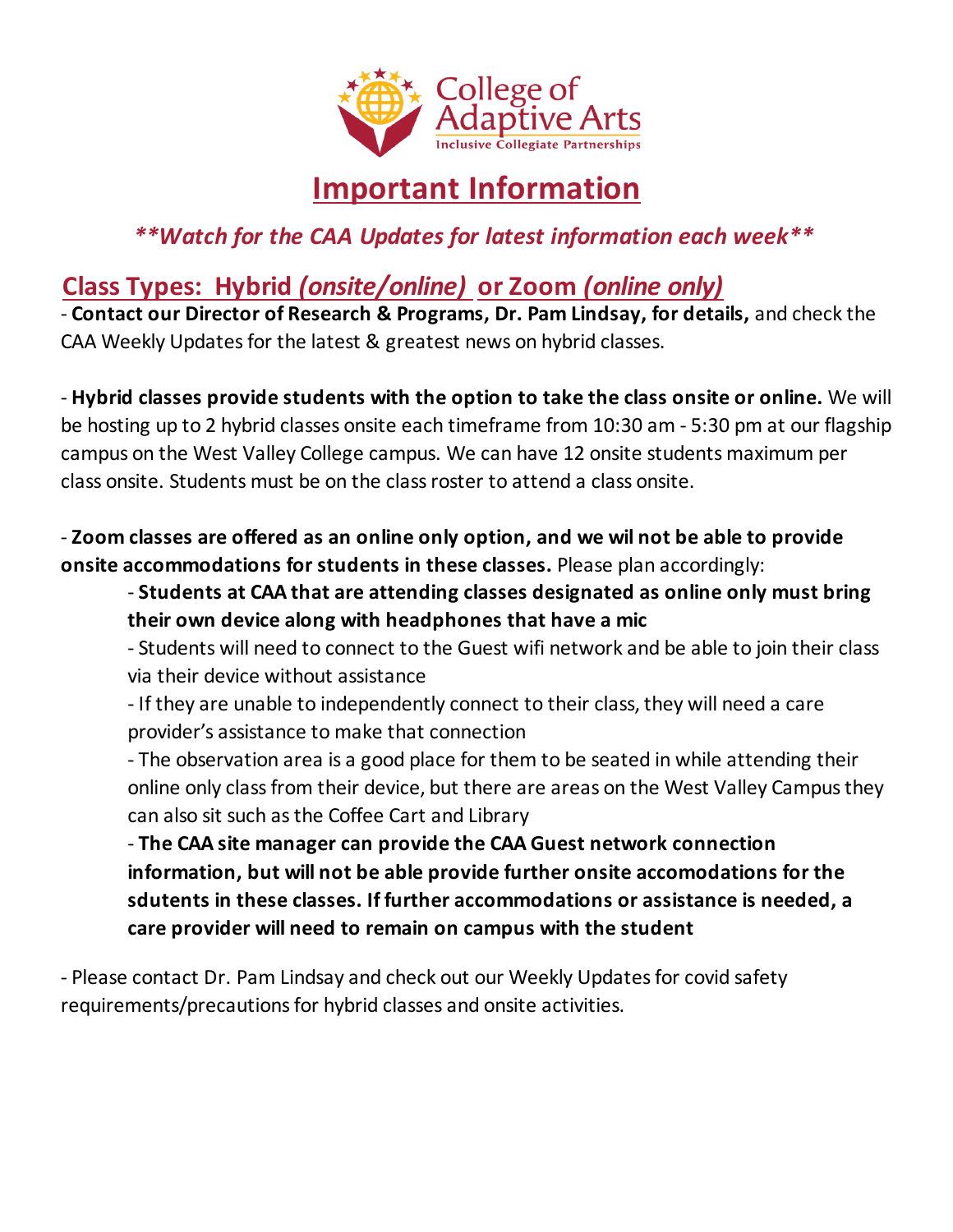College of Adaptive Arts
Inclusive Collegiate Partnerships

# Important Information

***\*\*Watch for the CAA Updates for latest information each week\*\****

## Class Types: Hybrid *(onsite/online)* or Zoom *(online only)*

- **Contact our Director of Research & Programs, Dr. Pam Lindsay, for details,** and check the CAA Weekly Updates for the latest & greatest news on hybrid classes.

- **Hybrid classes provide students with the option to take the class onsite or online.** We will be hosting up to 2 hybrid classes onsite each timeframe from 10:30 am - 5:30 pm at our flagship campus on the West Valley College campus. We can have 12 onsite students maximum per class onsite. Students must be on the class roster to attend a class onsite.

- **Zoom classes are offered as an online only option, and we wil not be able to provide onsite accommodations for students in these classes.** Please plan accordingly:
    - **Students at CAA that are attending classes designated as online only must bring their own device along with headphones that have a mic**
    - Students will need to connect to the Guest wifi network and be able to join their class via their device without assistance
    - If they are unable to independently connect to their class, they will need a care provider's assistance to make that connection
    - The observation area is a good place for them to be seated in while attending their online only class from their device, but there are areas on the West Valley Campus they can also sit such as the Coffee Cart and Library
    - **The CAA site manager can provide the CAA Guest network connection information, but will not be able provide further onsite accomodations for the sdutents in these classes. If further accommodations or assistance is needed, a care provider will need to remain on campus with the student**

- Please contact Dr. Pam Lindsay and check out our Weekly Updates for covid safety requirements/precautions for hybrid classes and onsite activities.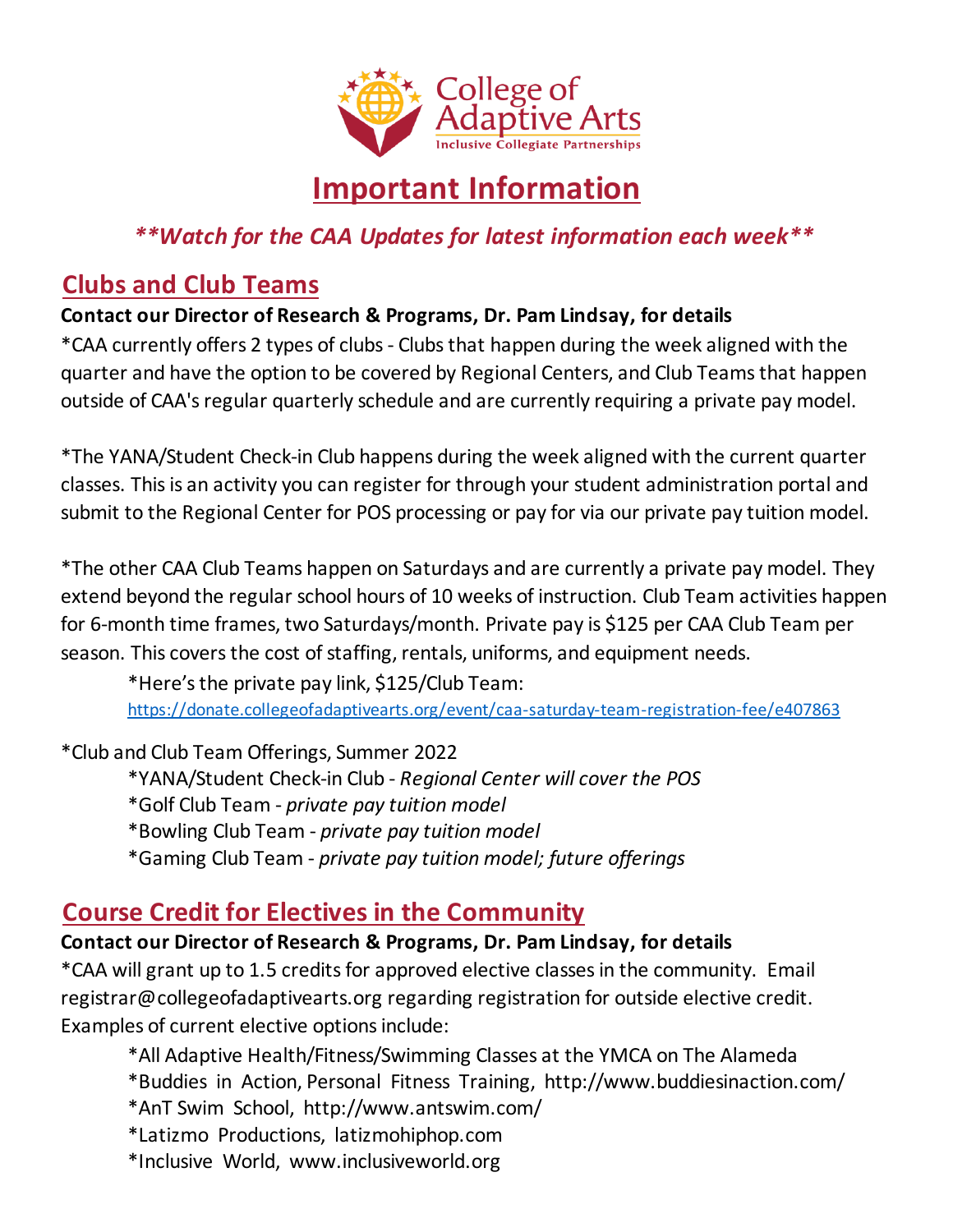College of Adaptive Arts
Inclusive Collegiate Partnerships

# Important Information

***\*\*Watch for the CAA Updates for latest information each week\*\****

## Clubs and Club Teams

**Contact our Director of Research & Programs, Dr. Pam Lindsay, for details**

*CAA currently offers 2 types of clubs - Clubs that happen during the week aligned with the quarter and have the option to be covered by Regional Centers, and Club Teams that happen outside of CAA's regular quarterly schedule and are currently requiring a private pay model.

*The YANA/Student Check-in Club happens during the week aligned with the current quarter classes. This is an activity you can register for through your student administration portal and submit to the Regional Center for POS processing or pay for via our private pay tuition model.

*The other CAA Club Teams happen on Saturdays and are currently a private pay model. They extend beyond the regular school hours of 10 weeks of instruction. Club Team activities happen for 6-month time frames, two Saturdays/month. Private pay is $125 per CAA Club Team per season. This covers the cost of staffing, rentals, uniforms, and equipment needs.

*Here's the private pay link, $125/Club Team: https://donate.collegeofadaptivearts.org/event/caa-saturday-team-registration-fee/e407863

*Club and Club Team Offerings, Summer 2022

*YANA/Student Check-in Club - *Regional Center will cover the POS*
*Golf Club Team - *private pay tuition model*
*Bowling Club Team - *private pay tuition model*
*Gaming Club Team - *private pay tuition model; future offerings*

## Course Credit for Electives in the Community

**Contact our Director of Research & Programs, Dr. Pam Lindsay, for details**

*CAA will grant up to 1.5 credits for approved elective classes in the community. Email registrar@collegeofadaptivearts.org regarding registration for outside elective credit. Examples of current elective options include:

*All Adaptive Health/Fitness/Swimming Classes at the YMCA on The Alameda
*Buddies in Action, Personal Fitness Training, http://www.buddiesinaction.com/
*AnT Swim School, http://www.antswim.com/
*Latizmo Productions, latizmohiphop.com
*Inclusive World, www.inclusiveworld.org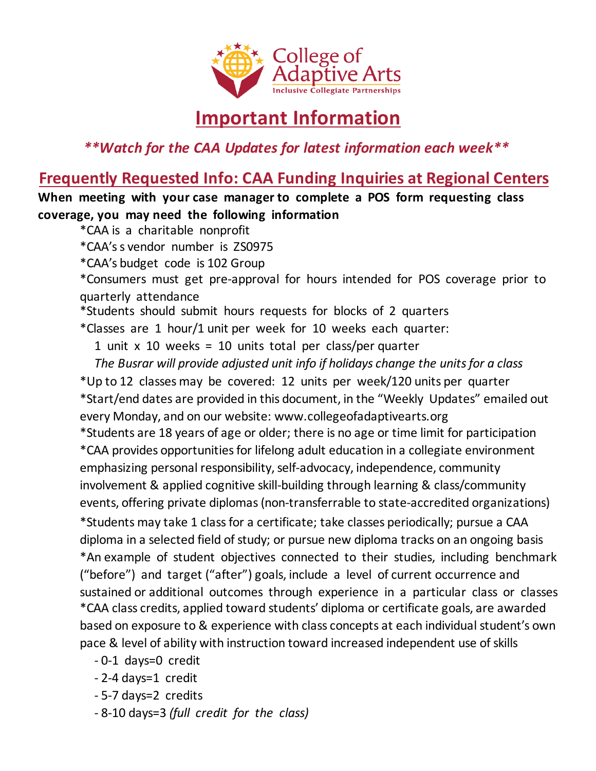College of Adaptive Arts

Inclusive Collegiate Partnerships

# Important Information

***\*\*Watch for the CAA Updates for latest information each week\*\****

## Frequently Requested Info: CAA Funding Inquiries at Regional Centers

**When meeting with your case manager to complete a POS form requesting class coverage, you may need the following information**

*CAA is a charitable nonprofit
*CAA's s vendor number is ZS0975
*CAA's budget code is 102 Group
*Consumers must get pre-approval for hours intended for POS coverage prior to quarterly attendance
*Students should submit hours requests for blocks of 2 quarters
*Classes are 1 hour/1 unit per week for 10 weeks each quarter:
1 unit x 10 weeks = 10 units total per class/per quarter
*The Busrar will provide adjusted unit info if holidays change the units for a class*
*Up to 12 classes may be covered: 12 units per week/120 units per quarter
*Start/end dates are provided in this document, in the "Weekly Updates" emailed out every Monday, and on our website: www.collegeofadaptivearts.org
*Students are 18 years of age or older; there is no age or time limit for participation
*CAA provides opportunities for lifelong adult education in a collegiate environment emphasizing personal responsibility, self-advocacy, independence, community involvement & applied cognitive skill-building through learning & class/community events, offering private diplomas (non-transferrable to state-accredited organizations)
*Students may take 1 class for a certificate; take classes periodically; pursue a CAA diploma in a selected field of study; or pursue new diploma tracks on an ongoing basis
*An example of student objectives connected to their studies, including benchmark ("before") and target ("after") goals, include a level of current occurrence and sustained or additional outcomes through experience in a particular class or classes
*CAA class credits, applied toward students' diploma or certificate goals, are awarded based on exposure to & experience with class concepts at each individual student's own pace & level of ability with instruction toward increased independent use of skills

- 0-1 days=0 credit
- 2-4 days=1 credit
- 5-7 days=2 credits
- 8-10 days=3 *(full credit for the class)*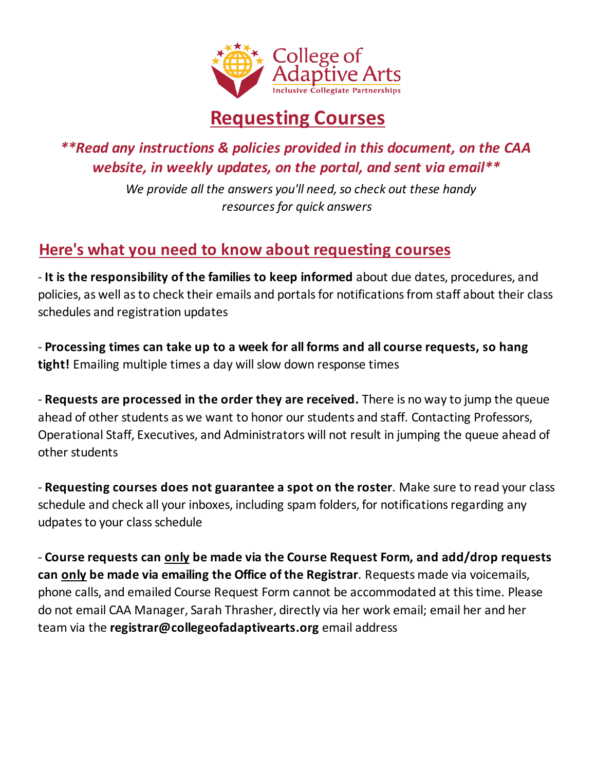College of Adaptive Arts
Inclusive Collegiate Partnerships

# Requesting Courses

***\*\*Read any instructions & policies provided in this document, on the CAA website, in weekly updates, on the portal, and sent via email\*\****

*We provide all the answers you'll need, so check out these handy resources for quick answers*

## Here's what you need to know about requesting courses

- **It is the responsibility of the families to keep informed** about due dates, procedures, and policies, as well as to check their emails and portals for notifications from staff about their class schedules and registration updates

- **Processing times can take up to a week for all forms and all course requests, so hang tight!** Emailing multiple times a day will slow down response times

- **Requests are processed in the order they are received.** There is no way to jump the queue ahead of other students as we want to honor our students and staff. Contacting Professors, Operational Staff, Executives, and Administrators will not result in jumping the queue ahead of other students

- **Requesting courses does not guarantee a spot on the roster**. Make sure to read your class schedule and check all your inboxes, including spam folders, for notifications regarding any udpates to your class schedule

- **Course requests can only be made via the Course Request Form, and add/drop requests can only be made via emailing the Office of the Registrar**. Requests made via voicemails, phone calls, and emailed Course Request Form cannot be accommodated at this time. Please do not email CAA Manager, Sarah Thrasher, directly via her work email; email her and her team via the **registrar@collegeofadaptivearts.org** email address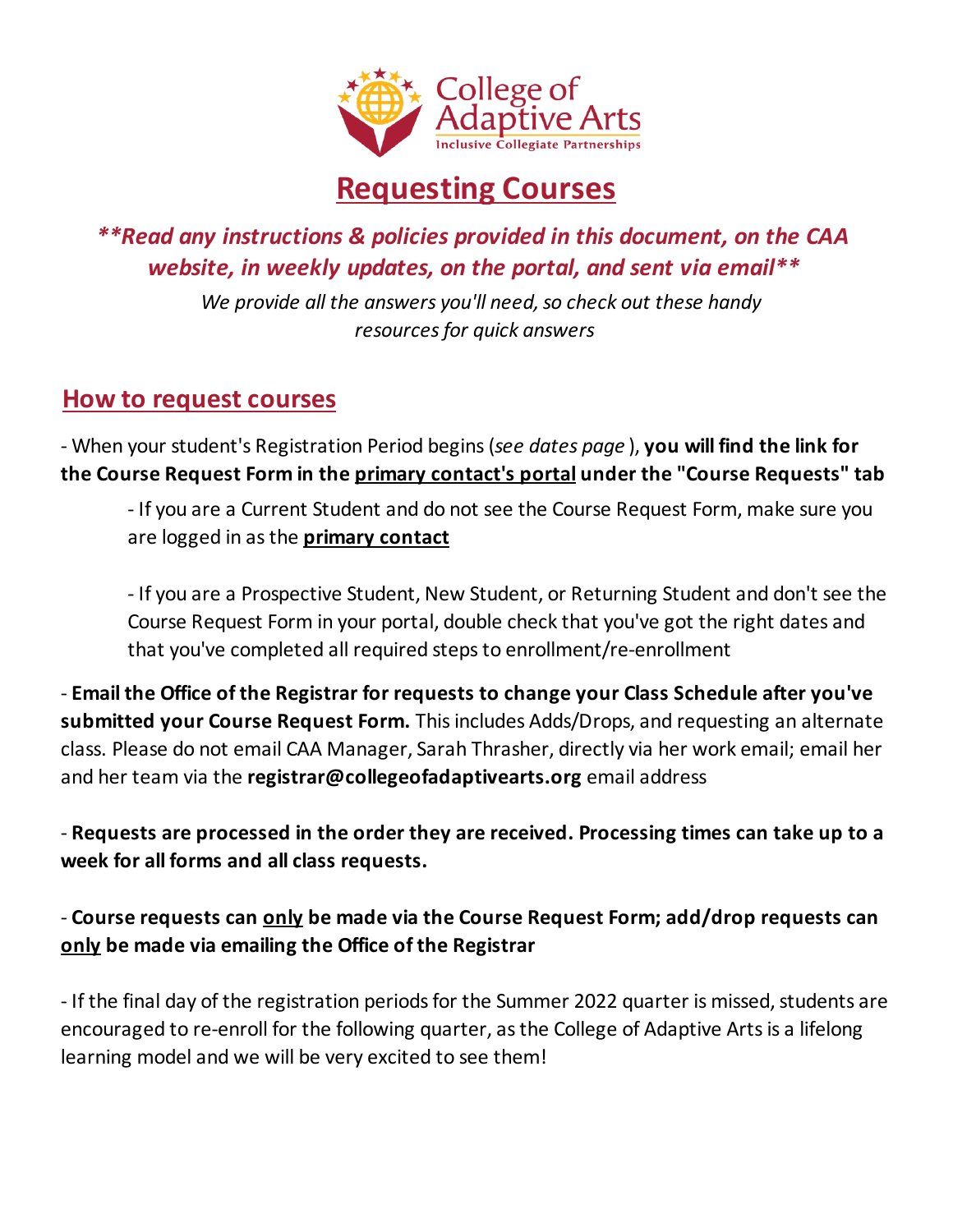College of Adaptive Arts
Inclusive Collegiate Partnerships

# Requesting Courses

***\*\*Read any instructions & policies provided in this document, on the CAA website, in weekly updates, on the portal, and sent via email\*\****

*We provide all the answers you'll need, so check out these handy resources for quick answers*

## How to request courses

- When your student's Registration Period begins (*see dates page* ), **you will find the link for the Course Request Form in the primary contact's portal under the "Course Requests" tab**

    - If you are a Current Student and do not see the Course Request Form, make sure you are logged in as the **primary contact**

    - If you are a Prospective Student, New Student, or Returning Student and don't see the Course Request Form in your portal, double check that you've got the right dates and that you've completed all required steps to enrollment/re-enrollment

- **Email the Office of the Registrar for requests to change your Class Schedule after you've submitted your Course Request Form.** This includes Adds/Drops, and requesting an alternate class. Please do not email CAA Manager, Sarah Thrasher, directly via her work email; email her and her team via the **registrar@collegeofadaptivearts.org** email address

- **Requests are processed in the order they are received. Processing times can take up to a week for all forms and all class requests.**

- **Course requests can only be made via the Course Request Form; add/drop requests can only be made via emailing the Office of the Registrar**

- If the final day of the registration periods for the Summer 2022 quarter is missed, students are encouraged to re-enroll for the following quarter, as the College of Adaptive Arts is a lifelong learning model and we will be very excited to see them!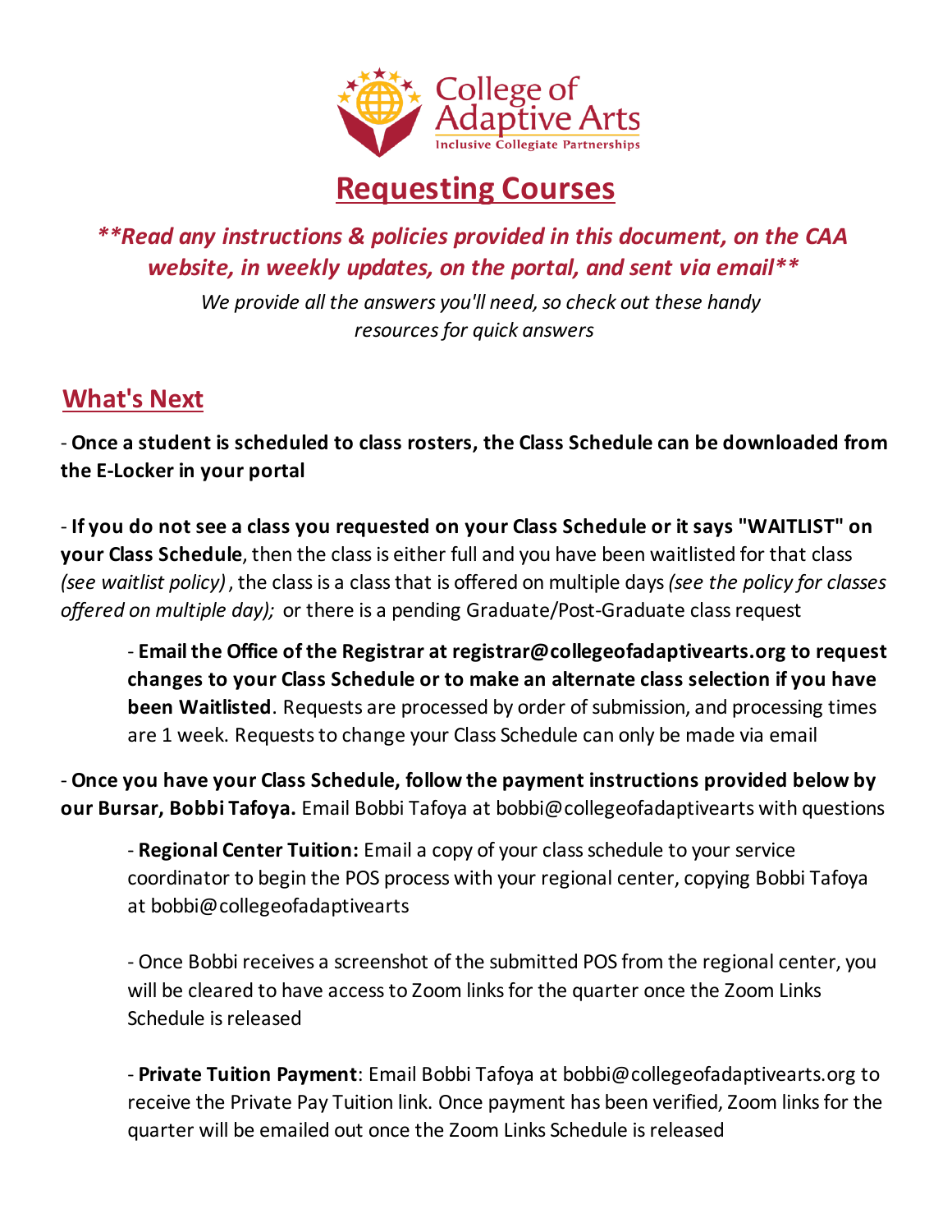College of Adaptive Arts
Inclusive Collegiate Partnerships

# Requesting Courses

***\*\*Read any instructions & policies provided in this document, on the CAA website, in weekly updates, on the portal, and sent via email\*\****

*We provide all the answers you'll need, so check out these handy resources for quick answers*

## What's Next

- **Once a student is scheduled to class rosters, the Class Schedule can be downloaded from the E-Locker in your portal**

- **If you do not see a class you requested on your Class Schedule or it says "WAITLIST" on your Class Schedule**, then the class is either full and you have been waitlisted for that class *(see waitlist policy)*, the class is a class that is offered on multiple days *(see the policy for classes offered on multiple day);* or there is a pending Graduate/Post-Graduate class request

    - **Email the Office of the Registrar at registrar@collegeofadaptivearts.org to request changes to your Class Schedule or to make an alternate class selection if you have been Waitlisted**. Requests are processed by order of submission, and processing times are 1 week. Requests to change your Class Schedule can only be made via email

- **Once you have your Class Schedule, follow the payment instructions provided below by our Bursar, Bobbi Tafoya.** Email Bobbi Tafoya at bobbi@collegeofadaptivearts with questions

    - **Regional Center Tuition:** Email a copy of your class schedule to your service coordinator to begin the POS process with your regional center, copying Bobbi Tafoya at bobbi@collegeofadaptivearts

    - Once Bobbi receives a screenshot of the submitted POS from the regional center, you will be cleared to have access to Zoom links for the quarter once the Zoom Links Schedule is released

    - **Private Tuition Payment**: Email Bobbi Tafoya at bobbi@collegeofadaptivearts.org to receive the Private Pay Tuition link. Once payment has been verified, Zoom links for the quarter will be emailed out once the Zoom Links Schedule is released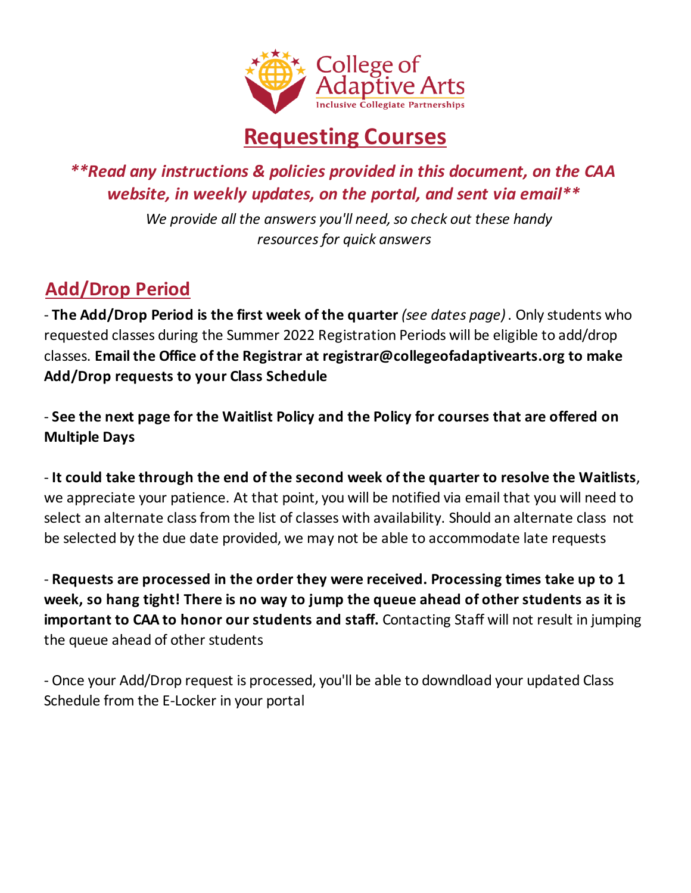# Requesting Courses

***\*\*Read any instructions & policies provided in this document, on the CAA website, in weekly updates, on the portal, and sent via email\*\****

*We provide all the answers you'll need, so check out these handy resources for quick answers*

## Add/Drop Period

- **The Add/Drop Period is the first week of the quarter** *(see dates page)* . Only students who requested classes during the Summer 2022 Registration Periods will be eligible to add/drop classes. **Email the Office of the Registrar at registrar@collegeofadaptivearts.org to make Add/Drop requests to your Class Schedule**

- **See the next page for the Waitlist Policy and the Policy for courses that are offered on Multiple Days**

- **It could take through the end of the second week of the quarter to resolve the Waitlists**, we appreciate your patience. At that point, you will be notified via email that you will need to select an alternate class from the list of classes with availability. Should an alternate class not be selected by the due date provided, we may not be able to accommodate late requests

- **Requests are processed in the order they were received. Processing times take up to 1 week, so hang tight! There is no way to jump the queue ahead of other students as it is important to CAA to honor our students and staff.** Contacting Staff will not result in jumping the queue ahead of other students

- Once your Add/Drop request is processed, you'll be able to downdload your updated Class Schedule from the E-Locker in your portal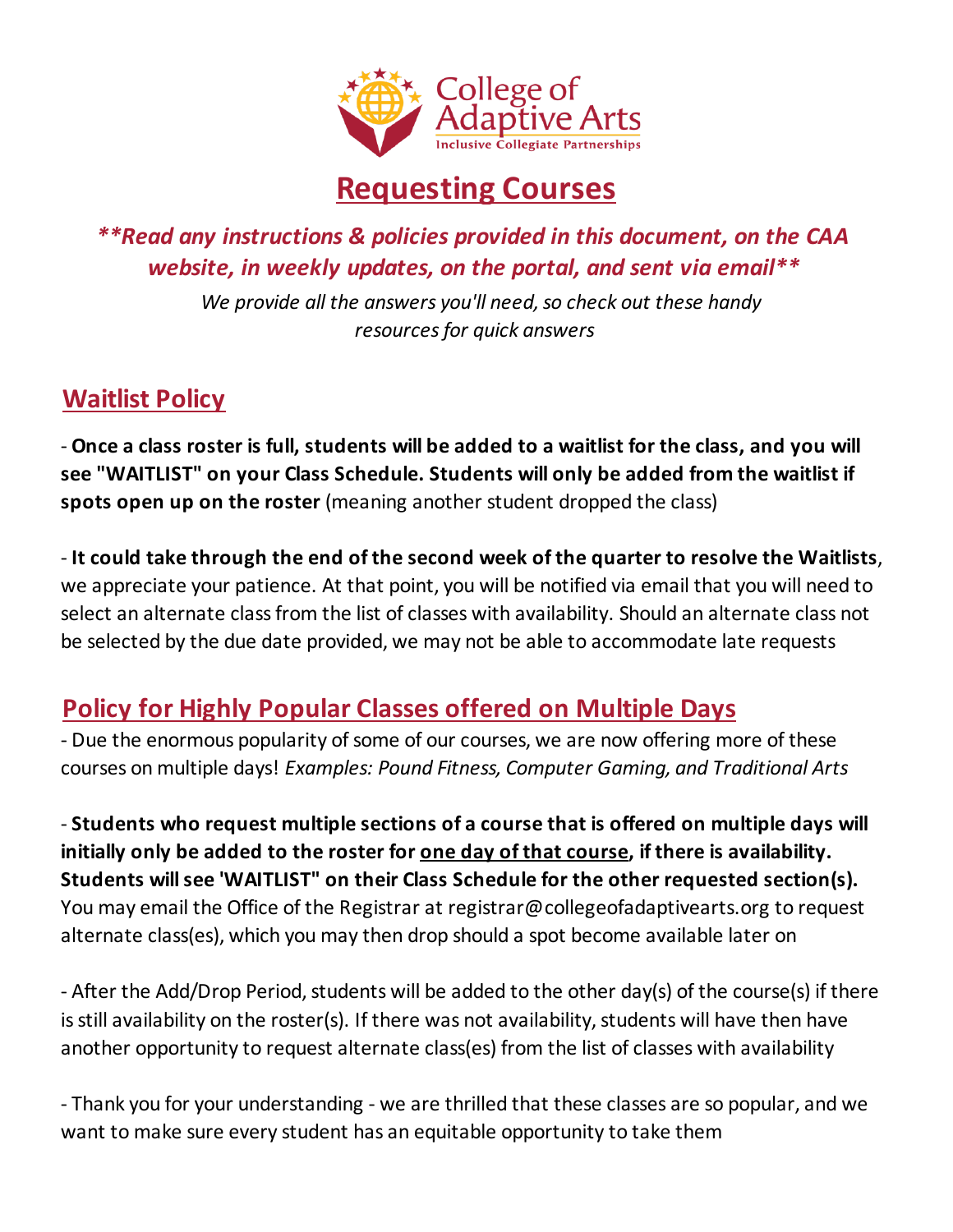College of Adaptive Arts

Inclusive Collegiate Partnerships

# Requesting Courses

***\*\*Read any instructions & policies provided in this document, on the CAA website, in weekly updates, on the portal, and sent via email\*\****

*We provide all the answers you'll need, so check out these handy resources for quick answers*

## Waitlist Policy

- **Once a class roster is full, students will be added to a waitlist for the class, and you will see "WAITLIST" on your Class Schedule. Students will only be added from the waitlist if spots open up on the roster** (meaning another student dropped the class)

- **It could take through the end of the second week of the quarter to resolve the Waitlists**, we appreciate your patience. At that point, you will be notified via email that you will need to select an alternate class from the list of classes with availability. Should an alternate class not be selected by the due date provided, we may not be able to accommodate late requests

## Policy for Highly Popular Classes offered on Multiple Days

- Due the enormous popularity of some of our courses, we are now offering more of these courses on multiple days! *Examples: Pound Fitness, Computer Gaming, and Traditional Arts*

- **Students who request multiple sections of a course that is offered on multiple days will initially only be added to the roster for <u>one day of that course</u>, if there is availability. Students will see 'WAITLIST" on their Class Schedule for the other requested section(s).** You may email the Office of the Registrar at registrar@collegeofadaptivearts.org to request alternate class(es), which you may then drop should a spot become available later on

- After the Add/Drop Period, students will be added to the other day(s) of the course(s) if there is still availability on the roster(s). If there was not availability, students will have then have another opportunity to request alternate class(es) from the list of classes with availability

- Thank you for your understanding - we are thrilled that these classes are so popular, and we want to make sure every student has an equitable opportunity to take them